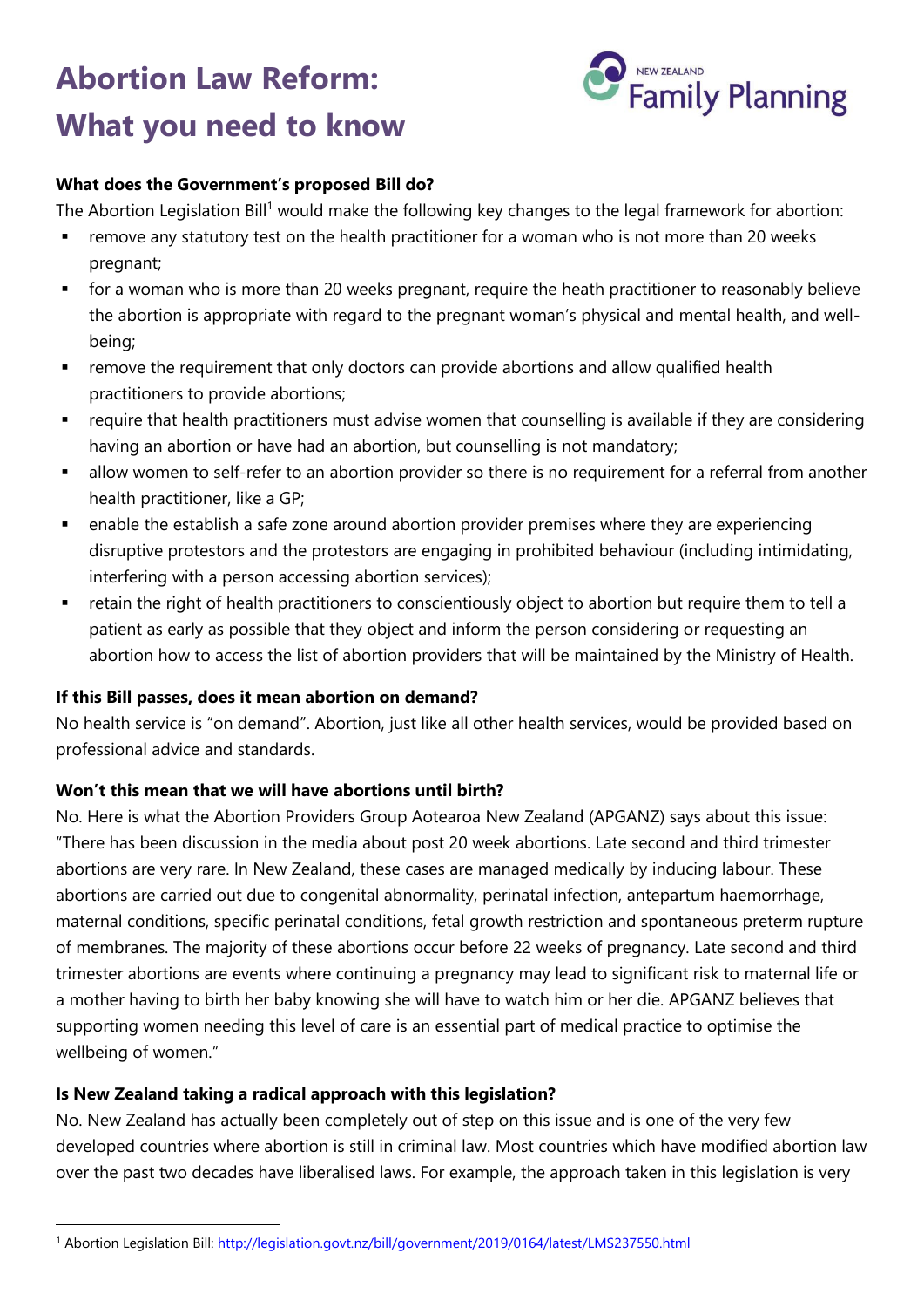# Abortion Law Reform: What you need to know

New Zealand Family Planning

**What does the Government's proposed Bill do?**

The Abortion Legislation Bill[1] would make the following key changes to the legal framework for abortion:

- remove any statutory test on the health practitioner for a woman who is not more than 20 weeks pregnant;
- for a woman who is more than 20 weeks pregnant, require the heath practitioner to reasonably believe the abortion is appropriate with regard to the pregnant woman's physical and mental health, and well-being;
- remove the requirement that only doctors can provide abortions and allow qualified health practitioners to provide abortions;
- require that health practitioners must advise women that counselling is available if they are considering having an abortion or have had an abortion, but counselling is not mandatory;
- allow women to self-refer to an abortion provider so there is no requirement for a referral from another health practitioner, like a GP;
- enable the establish a safe zone around abortion provider premises where they are experiencing disruptive protestors and the protestors are engaging in prohibited behaviour (including intimidating, interfering with a person accessing abortion services);
- retain the right of health practitioners to conscientiously object to abortion but require them to tell a patient as early as possible that they object and inform the person considering or requesting an abortion how to access the list of abortion providers that will be maintained by the Ministry of Health.

**If this Bill passes, does it mean abortion on demand?**

No health service is "on demand". Abortion, just like all other health services, would be provided based on professional advice and standards.

**Won't this mean that we will have abortions until birth?**

No. Here is what the Abortion Providers Group Aotearoa New Zealand (APGANZ) says about this issue: "There has been discussion in the media about post 20 week abortions. Late second and third trimester abortions are very rare. In New Zealand, these cases are managed medically by inducing labour. These abortions are carried out due to congenital abnormality, perinatal infection, antepartum haemorrhage, maternal conditions, specific perinatal conditions, fetal growth restriction and spontaneous preterm rupture of membranes. The majority of these abortions occur before 22 weeks of pregnancy. Late second and third trimester abortions are events where continuing a pregnancy may lead to significant risk to maternal life or a mother having to birth her baby knowing she will have to watch him or her die. APGANZ believes that supporting women needing this level of care is an essential part of medical practice to optimise the wellbeing of women."

**Is New Zealand taking a radical approach with this legislation?**

No. New Zealand has actually been completely out of step on this issue and is one of the very few developed countries where abortion is still in criminal law. Most countries which have modified abortion law over the past two decades have liberalised laws. For example, the approach taken in this legislation is very

---

[1] Abortion Legislation Bill: http://legislation.govt.nz/bill/government/2019/0164/latest/LMS237550.html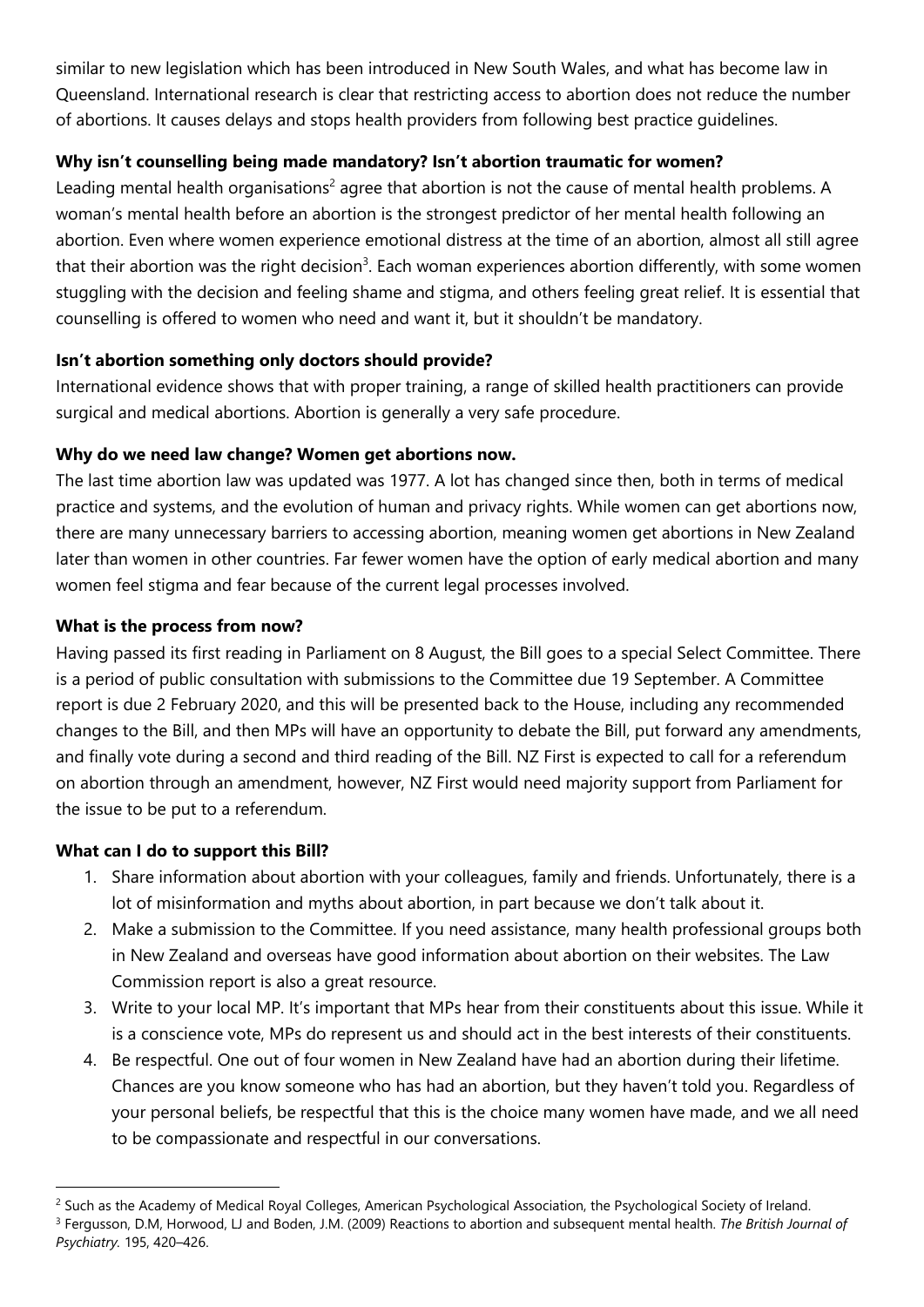similar to new legislation which has been introduced in New South Wales, and what has become law in Queensland. International research is clear that restricting access to abortion does not reduce the number of abortions. It causes delays and stops health providers from following best practice guidelines.

**Why isn't counselling being made mandatory? Isn't abortion traumatic for women?**

Leading mental health organisations[2] agree that abortion is not the cause of mental health problems. A woman's mental health before an abortion is the strongest predictor of her mental health following an abortion. Even where women experience emotional distress at the time of an abortion, almost all still agree that their abortion was the right decision[3]. Each woman experiences abortion differently, with some women stuggling with the decision and feeling shame and stigma, and others feeling great relief. It is essential that counselling is offered to women who need and want it, but it shouldn't be mandatory.

**Isn't abortion something only doctors should provide?**

International evidence shows that with proper training, a range of skilled health practitioners can provide surgical and medical abortions. Abortion is generally a very safe procedure.

**Why do we need law change? Women get abortions now.**

The last time abortion law was updated was 1977. A lot has changed since then, both in terms of medical practice and systems, and the evolution of human and privacy rights. While women can get abortions now, there are many unnecessary barriers to accessing abortion, meaning women get abortions in New Zealand later than women in other countries. Far fewer women have the option of early medical abortion and many women feel stigma and fear because of the current legal processes involved.

**What is the process from now?**

Having passed its first reading in Parliament on 8 August, the Bill goes to a special Select Committee. There is a period of public consultation with submissions to the Committee due 19 September. A Committee report is due 2 February 2020, and this will be presented back to the House, including any recommended changes to the Bill, and then MPs will have an opportunity to debate the Bill, put forward any amendments, and finally vote during a second and third reading of the Bill. NZ First is expected to call for a referendum on abortion through an amendment, however, NZ First would need majority support from Parliament for the issue to be put to a referendum.

**What can I do to support this Bill?**

1. Share information about abortion with your colleagues, family and friends. Unfortunately, there is a lot of misinformation and myths about abortion, in part because we don't talk about it.
2. Make a submission to the Committee. If you need assistance, many health professional groups both in New Zealand and overseas have good information about abortion on their websites. The Law Commission report is also a great resource.
3. Write to your local MP. It's important that MPs hear from their constituents about this issue. While it is a conscience vote, MPs do represent us and should act in the best interests of their constituents.
4. Be respectful. One out of four women in New Zealand have had an abortion during their lifetime. Chances are you know someone who has had an abortion, but they haven't told you. Regardless of your personal beliefs, be respectful that this is the choice many women have made, and we all need to be compassionate and respectful in our conversations.

---

[2] Such as the Academy of Medical Royal Colleges, American Psychological Association, the Psychological Society of Ireland.

[3] Fergusson, D.M, Horwood, LJ and Boden, J.M. (2009) Reactions to abortion and subsequent mental health. *The British Journal of Psychiatry.* 195, 420–426.